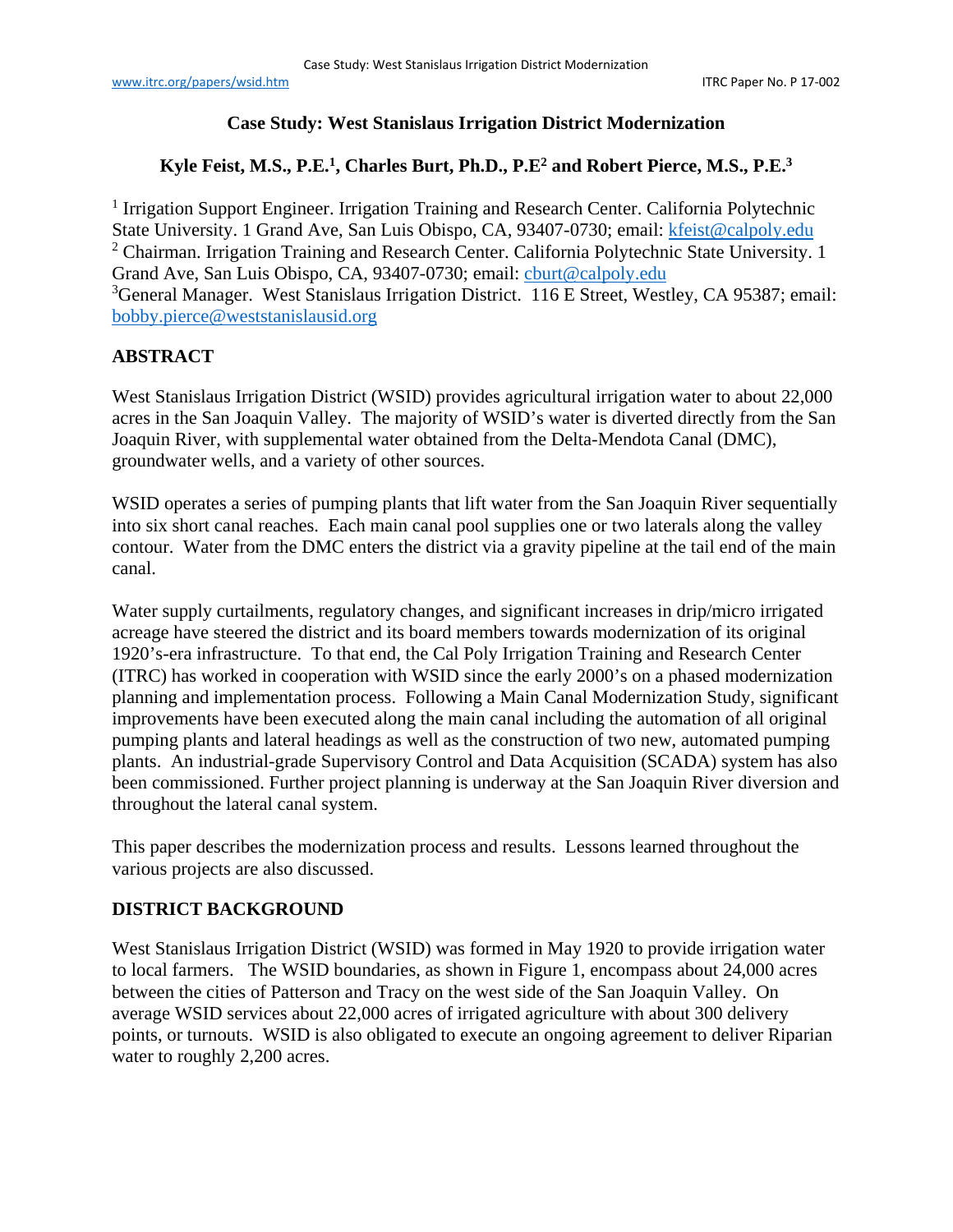# Case Study: West Stanislaus Irrigation District Modernization

**Kyle Feist, M.S., P.E.[1], Charles Burt, Ph.D., P.E[2] and Robert Pierce, M.S., P.E.[3]**

[1] Irrigation Support Engineer. Irrigation Training and Research Center. California Polytechnic State University. 1 Grand Ave, San Luis Obispo, CA, 93407-0730; email: kfeist@calpoly.edu
[2] Chairman. Irrigation Training and Research Center. California Polytechnic State University. 1 Grand Ave, San Luis Obispo, CA, 93407-0730; email: cburt@calpoly.edu
[3]General Manager. West Stanislaus Irrigation District. 116 E Street, Westley, CA 95387; email: bobby.pierce@weststanislausid.org

## ABSTRACT

West Stanislaus Irrigation District (WSID) provides agricultural irrigation water to about 22,000 acres in the San Joaquin Valley. The majority of WSID's water is diverted directly from the San Joaquin River, with supplemental water obtained from the Delta-Mendota Canal (DMC), groundwater wells, and a variety of other sources.

WSID operates a series of pumping plants that lift water from the San Joaquin River sequentially into six short canal reaches. Each main canal pool supplies one or two laterals along the valley contour. Water from the DMC enters the district via a gravity pipeline at the tail end of the main canal.

Water supply curtailments, regulatory changes, and significant increases in drip/micro irrigated acreage have steered the district and its board members towards modernization of its original 1920's-era infrastructure. To that end, the Cal Poly Irrigation Training and Research Center (ITRC) has worked in cooperation with WSID since the early 2000's on a phased modernization planning and implementation process. Following a Main Canal Modernization Study, significant improvements have been executed along the main canal including the automation of all original pumping plants and lateral headings as well as the construction of two new, automated pumping plants. An industrial-grade Supervisory Control and Data Acquisition (SCADA) system has also been commissioned. Further project planning is underway at the San Joaquin River diversion and throughout the lateral canal system.

This paper describes the modernization process and results. Lessons learned throughout the various projects are also discussed.

## DISTRICT BACKGROUND

West Stanislaus Irrigation District (WSID) was formed in May 1920 to provide irrigation water to local farmers. The WSID boundaries, as shown in Figure 1, encompass about 24,000 acres between the cities of Patterson and Tracy on the west side of the San Joaquin Valley. On average WSID services about 22,000 acres of irrigated agriculture with about 300 delivery points, or turnouts. WSID is also obligated to execute an ongoing agreement to deliver Riparian water to roughly 2,200 acres.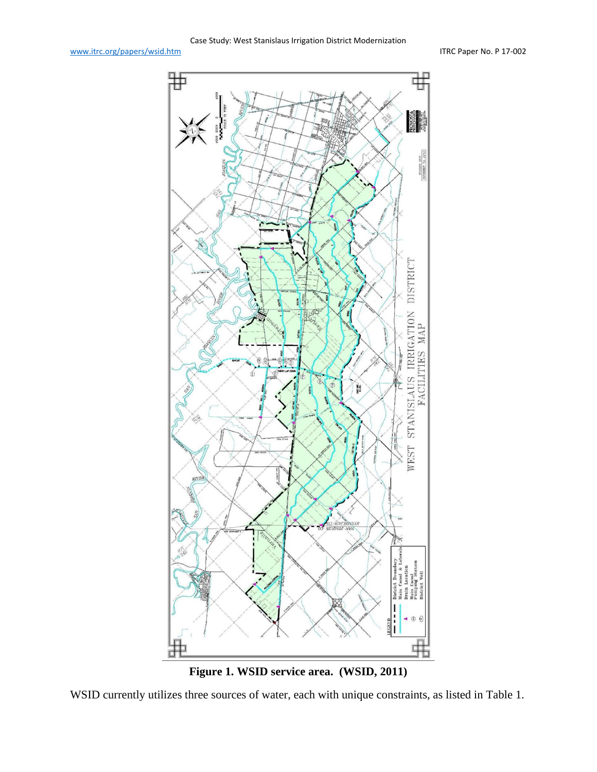**Figure 1. WSID service area. (WSID, 2011)**

WSID currently utilizes three sources of water, each with unique constraints, as listed in Table 1.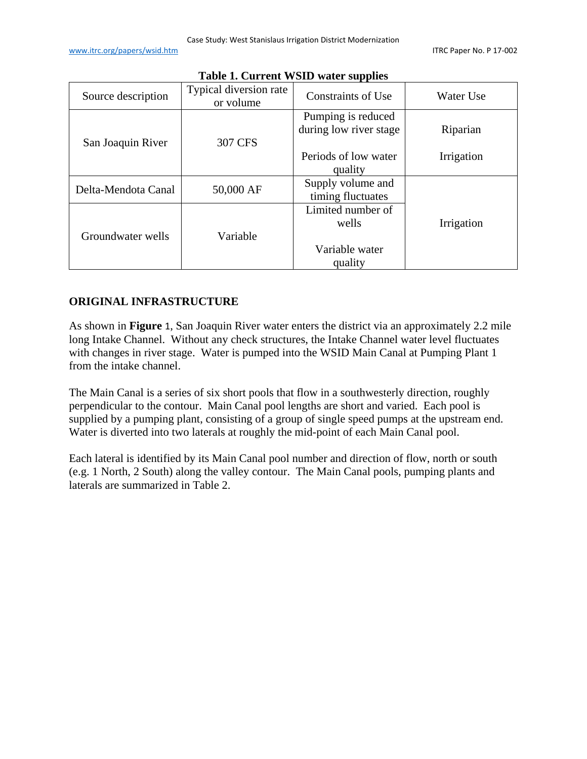**Table 1. Current WSID water supplies**

| Source description | Typical diversion rate or volume | Constraints of Use | Water Use |
|---|---|---|---|
| San Joaquin River | 307 CFS | Pumping is reduced during low river stage<br><br>Periods of low water quality | Riparian<br><br>Irrigation |
| Delta-Mendota Canal | 50,000 AF | Supply volume and timing fluctuates | Irrigation |
| Groundwater wells | Variable | Limited number of wells<br><br>Variable water quality | Irrigation |

## ORIGINAL INFRASTRUCTURE

As shown in **Figure** 1, San Joaquin River water enters the district via an approximately 2.2 mile long Intake Channel. Without any check structures, the Intake Channel water level fluctuates with changes in river stage. Water is pumped into the WSID Main Canal at Pumping Plant 1 from the intake channel.

The Main Canal is a series of six short pools that flow in a southwesterly direction, roughly perpendicular to the contour. Main Canal pool lengths are short and varied. Each pool is supplied by a pumping plant, consisting of a group of single speed pumps at the upstream end. Water is diverted into two laterals at roughly the mid-point of each Main Canal pool.

Each lateral is identified by its Main Canal pool number and direction of flow, north or south (e.g. 1 North, 2 South) along the valley contour. The Main Canal pools, pumping plants and laterals are summarized in Table 2.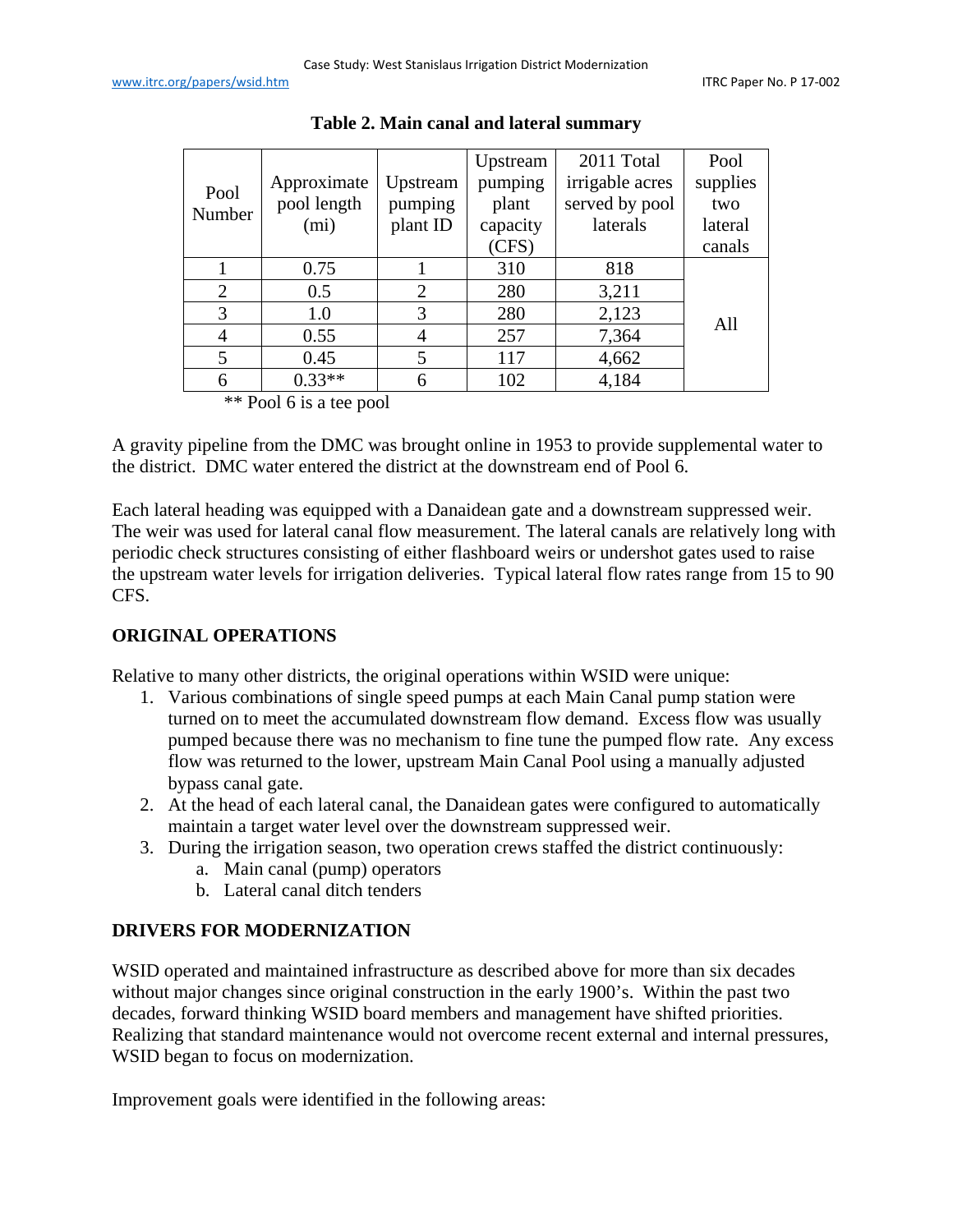**Table 2. Main canal and lateral summary**

| Pool Number | Approximate pool length (mi) | Upstream pumping plant ID | Upstream pumping plant capacity (CFS) | 2011 Total irrigable acres served by pool laterals | Pool supplies two lateral canals |
|---|---|---|---|---|---|
| 1 | 0.75 | 1 | 310 | 818 | All |
| 2 | 0.5 | 2 | 280 | 3,211 | |
| 3 | 1.0 | 3 | 280 | 2,123 | |
| 4 | 0.55 | 4 | 257 | 7,364 | |
| 5 | 0.45 | 5 | 117 | 4,662 | |
| 6 | 0.33** | 6 | 102 | 4,184 | |

** Pool 6 is a tee pool

A gravity pipeline from the DMC was brought online in 1953 to provide supplemental water to the district. DMC water entered the district at the downstream end of Pool 6.

Each lateral heading was equipped with a Danaidean gate and a downstream suppressed weir. The weir was used for lateral canal flow measurement. The lateral canals are relatively long with periodic check structures consisting of either flashboard weirs or undershot gates used to raise the upstream water levels for irrigation deliveries. Typical lateral flow rates range from 15 to 90 CFS.

## ORIGINAL OPERATIONS

Relative to many other districts, the original operations within WSID were unique:

1. Various combinations of single speed pumps at each Main Canal pump station were turned on to meet the accumulated downstream flow demand. Excess flow was usually pumped because there was no mechanism to fine tune the pumped flow rate. Any excess flow was returned to the lower, upstream Main Canal Pool using a manually adjusted bypass canal gate.
2. At the head of each lateral canal, the Danaidean gates were configured to automatically maintain a target water level over the downstream suppressed weir.
3. During the irrigation season, two operation crews staffed the district continuously:
   a. Main canal (pump) operators
   b. Lateral canal ditch tenders

## DRIVERS FOR MODERNIZATION

WSID operated and maintained infrastructure as described above for more than six decades without major changes since original construction in the early 1900's. Within the past two decades, forward thinking WSID board members and management have shifted priorities. Realizing that standard maintenance would not overcome recent external and internal pressures, WSID began to focus on modernization.

Improvement goals were identified in the following areas: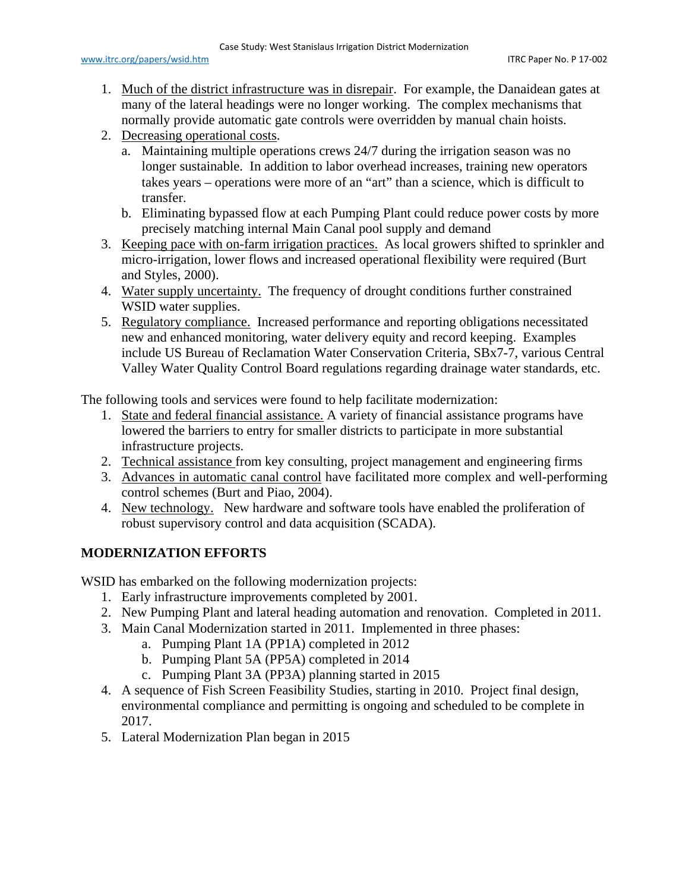1. Much of the district infrastructure was in disrepair. For example, the Danaidean gates at many of the lateral headings were no longer working. The complex mechanisms that normally provide automatic gate controls were overridden by manual chain hoists.
2. Decreasing operational costs.
    a. Maintaining multiple operations crews 24/7 during the irrigation season was no longer sustainable. In addition to labor overhead increases, training new operators takes years – operations were more of an "art" than a science, which is difficult to transfer.
    b. Eliminating bypassed flow at each Pumping Plant could reduce power costs by more precisely matching internal Main Canal pool supply and demand
3. Keeping pace with on-farm irrigation practices. As local growers shifted to sprinkler and micro-irrigation, lower flows and increased operational flexibility were required (Burt and Styles, 2000).
4. Water supply uncertainty. The frequency of drought conditions further constrained WSID water supplies.
5. Regulatory compliance. Increased performance and reporting obligations necessitated new and enhanced monitoring, water delivery equity and record keeping. Examples include US Bureau of Reclamation Water Conservation Criteria, SBx7-7, various Central Valley Water Quality Control Board regulations regarding drainage water standards, etc.

The following tools and services were found to help facilitate modernization:

1. State and federal financial assistance. A variety of financial assistance programs have lowered the barriers to entry for smaller districts to participate in more substantial infrastructure projects.
2. Technical assistance from key consulting, project management and engineering firms
3. Advances in automatic canal control have facilitated more complex and well-performing control schemes (Burt and Piao, 2004).
4. New technology. New hardware and software tools have enabled the proliferation of robust supervisory control and data acquisition (SCADA).

## MODERNIZATION EFFORTS

WSID has embarked on the following modernization projects:

1. Early infrastructure improvements completed by 2001.
2. New Pumping Plant and lateral heading automation and renovation. Completed in 2011.
3. Main Canal Modernization started in 2011. Implemented in three phases:
    a. Pumping Plant 1A (PP1A) completed in 2012
    b. Pumping Plant 5A (PP5A) completed in 2014
    c. Pumping Plant 3A (PP3A) planning started in 2015
4. A sequence of Fish Screen Feasibility Studies, starting in 2010. Project final design, environmental compliance and permitting is ongoing and scheduled to be complete in 2017.
5. Lateral Modernization Plan began in 2015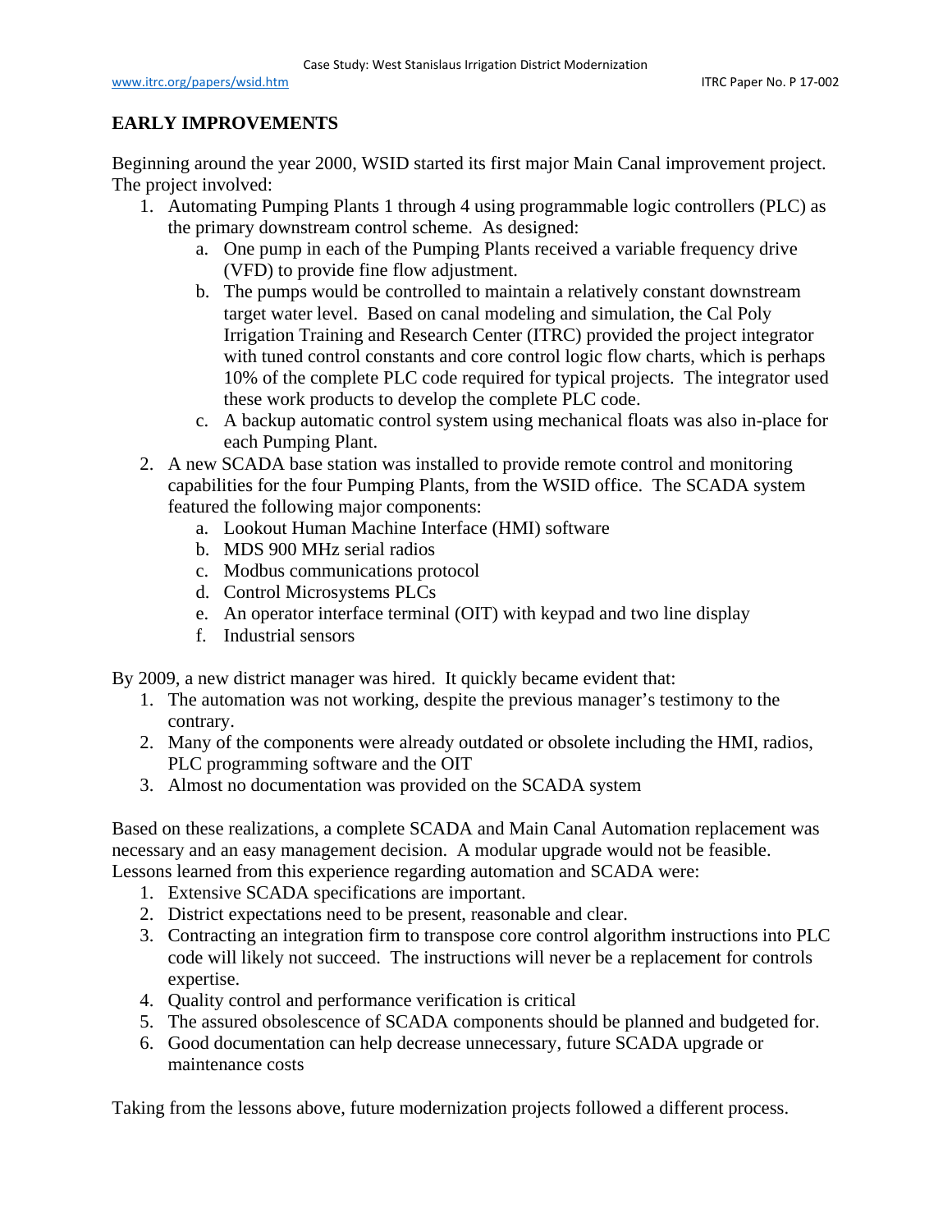## EARLY IMPROVEMENTS

Beginning around the year 2000, WSID started its first major Main Canal improvement project. The project involved:

1. Automating Pumping Plants 1 through 4 using programmable logic controllers (PLC) as the primary downstream control scheme. As designed:
    a. One pump in each of the Pumping Plants received a variable frequency drive (VFD) to provide fine flow adjustment.
    b. The pumps would be controlled to maintain a relatively constant downstream target water level. Based on canal modeling and simulation, the Cal Poly Irrigation Training and Research Center (ITRC) provided the project integrator with tuned control constants and core control logic flow charts, which is perhaps 10% of the complete PLC code required for typical projects. The integrator used these work products to develop the complete PLC code.
    c. A backup automatic control system using mechanical floats was also in-place for each Pumping Plant.
2. A new SCADA base station was installed to provide remote control and monitoring capabilities for the four Pumping Plants, from the WSID office. The SCADA system featured the following major components:
    a. Lookout Human Machine Interface (HMI) software
    b. MDS 900 MHz serial radios
    c. Modbus communications protocol
    d. Control Microsystems PLCs
    e. An operator interface terminal (OIT) with keypad and two line display
    f. Industrial sensors

By 2009, a new district manager was hired. It quickly became evident that:

1. The automation was not working, despite the previous manager's testimony to the contrary.
2. Many of the components were already outdated or obsolete including the HMI, radios, PLC programming software and the OIT
3. Almost no documentation was provided on the SCADA system

Based on these realizations, a complete SCADA and Main Canal Automation replacement was necessary and an easy management decision. A modular upgrade would not be feasible. Lessons learned from this experience regarding automation and SCADA were:

1. Extensive SCADA specifications are important.
2. District expectations need to be present, reasonable and clear.
3. Contracting an integration firm to transpose core control algorithm instructions into PLC code will likely not succeed. The instructions will never be a replacement for controls expertise.
4. Quality control and performance verification is critical
5. The assured obsolescence of SCADA components should be planned and budgeted for.
6. Good documentation can help decrease unnecessary, future SCADA upgrade or maintenance costs

Taking from the lessons above, future modernization projects followed a different process.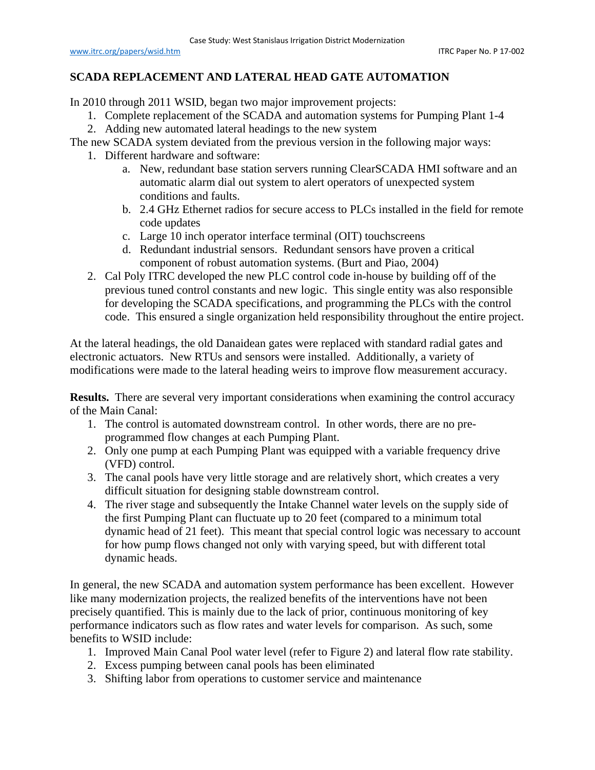## SCADA REPLACEMENT AND LATERAL HEAD GATE AUTOMATION

In 2010 through 2011 WSID, began two major improvement projects:

1. Complete replacement of the SCADA and automation systems for Pumping Plant 1-4
2. Adding new automated lateral headings to the new system

The new SCADA system deviated from the previous version in the following major ways:

1. Different hardware and software:
    a. New, redundant base station servers running ClearSCADA HMI software and an automatic alarm dial out system to alert operators of unexpected system conditions and faults.
    b. 2.4 GHz Ethernet radios for secure access to PLCs installed in the field for remote code updates
    c. Large 10 inch operator interface terminal (OIT) touchscreens
    d. Redundant industrial sensors. Redundant sensors have proven a critical component of robust automation systems. (Burt and Piao, 2004)
2. Cal Poly ITRC developed the new PLC control code in-house by building off of the previous tuned control constants and new logic. This single entity was also responsible for developing the SCADA specifications, and programming the PLCs with the control code. This ensured a single organization held responsibility throughout the entire project.

At the lateral headings, the old Danaidean gates were replaced with standard radial gates and electronic actuators. New RTUs and sensors were installed. Additionally, a variety of modifications were made to the lateral heading weirs to improve flow measurement accuracy.

**Results.** There are several very important considerations when examining the control accuracy of the Main Canal:

1. The control is automated downstream control. In other words, there are no pre-programmed flow changes at each Pumping Plant.
2. Only one pump at each Pumping Plant was equipped with a variable frequency drive (VFD) control.
3. The canal pools have very little storage and are relatively short, which creates a very difficult situation for designing stable downstream control.
4. The river stage and subsequently the Intake Channel water levels on the supply side of the first Pumping Plant can fluctuate up to 20 feet (compared to a minimum total dynamic head of 21 feet). This meant that special control logic was necessary to account for how pump flows changed not only with varying speed, but with different total dynamic heads.

In general, the new SCADA and automation system performance has been excellent. However like many modernization projects, the realized benefits of the interventions have not been precisely quantified. This is mainly due to the lack of prior, continuous monitoring of key performance indicators such as flow rates and water levels for comparison. As such, some benefits to WSID include:

1. Improved Main Canal Pool water level (refer to Figure 2) and lateral flow rate stability.
2. Excess pumping between canal pools has been eliminated
3. Shifting labor from operations to customer service and maintenance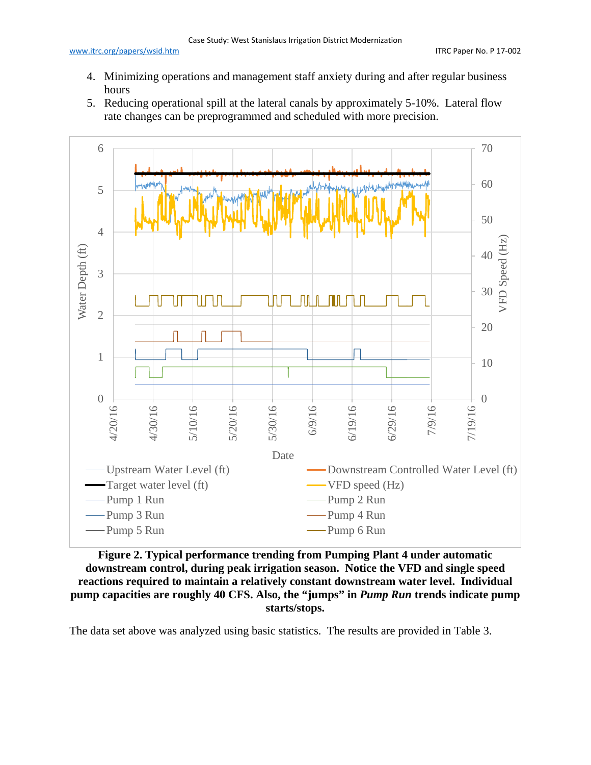4. Minimizing operations and management staff anxiety during and after regular business hours
5. Reducing operational spill at the lateral canals by approximately 5-10%. Lateral flow rate changes can be preprogrammed and scheduled with more precision.

**Figure 2. Typical performance trending from Pumping Plant 4 under automatic downstream control, during peak irrigation season. Notice the VFD and single speed reactions required to maintain a relatively constant downstream water level. Individual pump capacities are roughly 40 CFS. Also, the "jumps" in *Pump Run* trends indicate pump starts/stops.**

The data set above was analyzed using basic statistics. The results are provided in Table 3.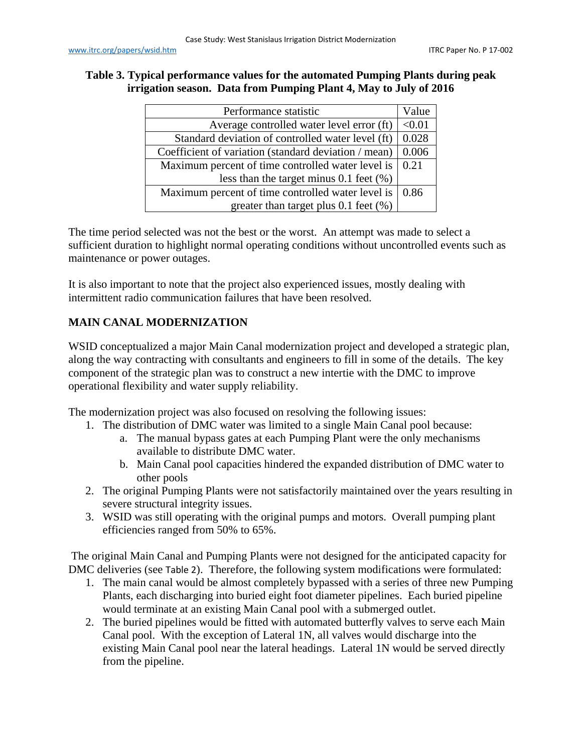**Table 3. Typical performance values for the automated Pumping Plants during peak irrigation season. Data from Pumping Plant 4, May to July of 2016**

| Performance statistic | Value |
|---|---|
| Average controlled water level error (ft) | <0.01 |
| Standard deviation of controlled water level (ft) | 0.028 |
| Coefficient of variation (standard deviation / mean) | 0.006 |
| Maximum percent of time controlled water level is less than the target minus 0.1 feet (%) | 0.21 |
| Maximum percent of time controlled water level is greater than target plus 0.1 feet (%) | 0.86 |

The time period selected was not the best or the worst. An attempt was made to select a sufficient duration to highlight normal operating conditions without uncontrolled events such as maintenance or power outages.

It is also important to note that the project also experienced issues, mostly dealing with intermittent radio communication failures that have been resolved.

## MAIN CANAL MODERNIZATION

WSID conceptualized a major Main Canal modernization project and developed a strategic plan, along the way contracting with consultants and engineers to fill in some of the details. The key component of the strategic plan was to construct a new intertie with the DMC to improve operational flexibility and water supply reliability.

The modernization project was also focused on resolving the following issues:

1. The distribution of DMC water was limited to a single Main Canal pool because:
   a. The manual bypass gates at each Pumping Plant were the only mechanisms available to distribute DMC water.
   b. Main Canal pool capacities hindered the expanded distribution of DMC water to other pools
2. The original Pumping Plants were not satisfactorily maintained over the years resulting in severe structural integrity issues.
3. WSID was still operating with the original pumps and motors. Overall pumping plant efficiencies ranged from 50% to 65%.

The original Main Canal and Pumping Plants were not designed for the anticipated capacity for DMC deliveries (see Table 2). Therefore, the following system modifications were formulated:

1. The main canal would be almost completely bypassed with a series of three new Pumping Plants, each discharging into buried eight foot diameter pipelines. Each buried pipeline would terminate at an existing Main Canal pool with a submerged outlet.
2. The buried pipelines would be fitted with automated butterfly valves to serve each Main Canal pool. With the exception of Lateral 1N, all valves would discharge into the existing Main Canal pool near the lateral headings. Lateral 1N would be served directly from the pipeline.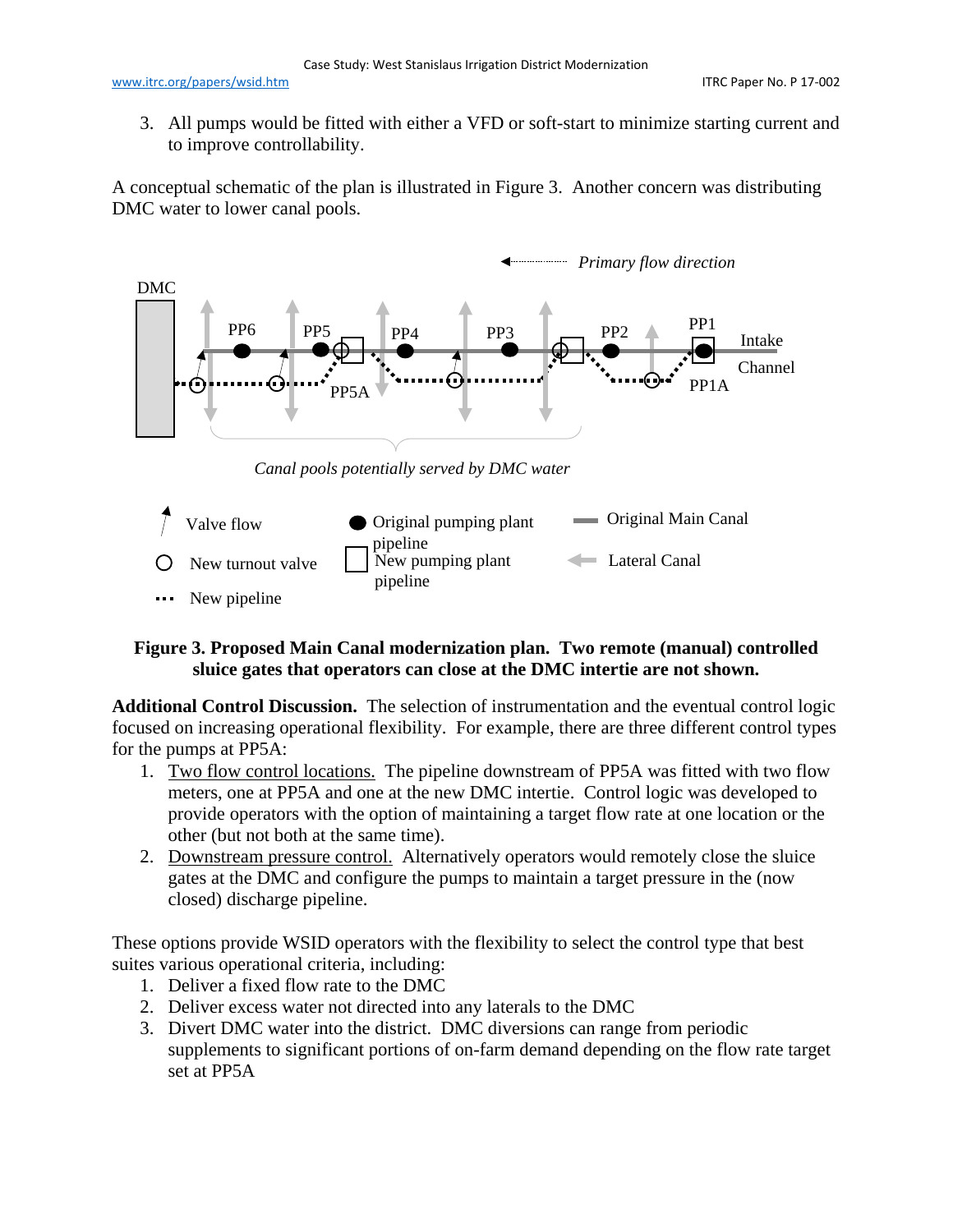3. All pumps would be fitted with either a VFD or soft-start to minimize starting current and to improve controllability.

A conceptual schematic of the plan is illustrated in Figure 3. Another concern was distributing DMC water to lower canal pools.

**Figure 3. Proposed Main Canal modernization plan. Two remote (manual) controlled sluice gates that operators can close at the DMC intertie are not shown.**

**Additional Control Discussion.** The selection of instrumentation and the eventual control logic focused on increasing operational flexibility. For example, there are three different control types for the pumps at PP5A:

1. Two flow control locations. The pipeline downstream of PP5A was fitted with two flow meters, one at PP5A and one at the new DMC intertie. Control logic was developed to provide operators with the option of maintaining a target flow rate at one location or the other (but not both at the same time).
2. Downstream pressure control. Alternatively operators would remotely close the sluice gates at the DMC and configure the pumps to maintain a target pressure in the (now closed) discharge pipeline.

These options provide WSID operators with the flexibility to select the control type that best suites various operational criteria, including:

1. Deliver a fixed flow rate to the DMC
2. Deliver excess water not directed into any laterals to the DMC
3. Divert DMC water into the district. DMC diversions can range from periodic supplements to significant portions of on-farm demand depending on the flow rate target set at PP5A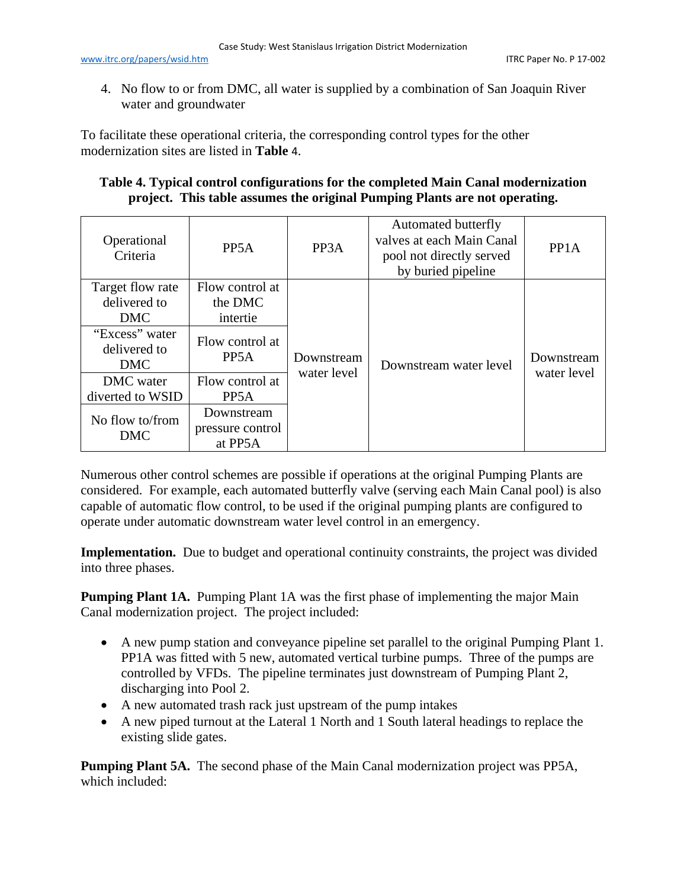4. No flow to or from DMC, all water is supplied by a combination of San Joaquin River water and groundwater

To facilitate these operational criteria, the corresponding control types for the other modernization sites are listed in **Table** 4.

**Table 4. Typical control configurations for the completed Main Canal modernization project. This table assumes the original Pumping Plants are not operating.**

| Operational Criteria | PP5A | PP3A | Automated butterfly valves at each Main Canal pool not directly served by buried pipeline | PP1A |
|---|---|---|---|---|
| Target flow rate delivered to DMC | Flow control at the DMC intertie | Downstream water level | Downstream water level | Downstream water level |
| "Excess" water delivered to DMC | Flow control at PP5A | | | |
| DMC water diverted to WSID | Flow control at PP5A | | | |
| No flow to/from DMC | Downstream pressure control at PP5A | | | |

Numerous other control schemes are possible if operations at the original Pumping Plants are considered. For example, each automated butterfly valve (serving each Main Canal pool) is also capable of automatic flow control, to be used if the original pumping plants are configured to operate under automatic downstream water level control in an emergency.

**Implementation.** Due to budget and operational continuity constraints, the project was divided into three phases.

**Pumping Plant 1A.** Pumping Plant 1A was the first phase of implementing the major Main Canal modernization project. The project included:

- A new pump station and conveyance pipeline set parallel to the original Pumping Plant 1. PP1A was fitted with 5 new, automated vertical turbine pumps. Three of the pumps are controlled by VFDs. The pipeline terminates just downstream of Pumping Plant 2, discharging into Pool 2.
- A new automated trash rack just upstream of the pump intakes
- A new piped turnout at the Lateral 1 North and 1 South lateral headings to replace the existing slide gates.

**Pumping Plant 5A.** The second phase of the Main Canal modernization project was PP5A, which included: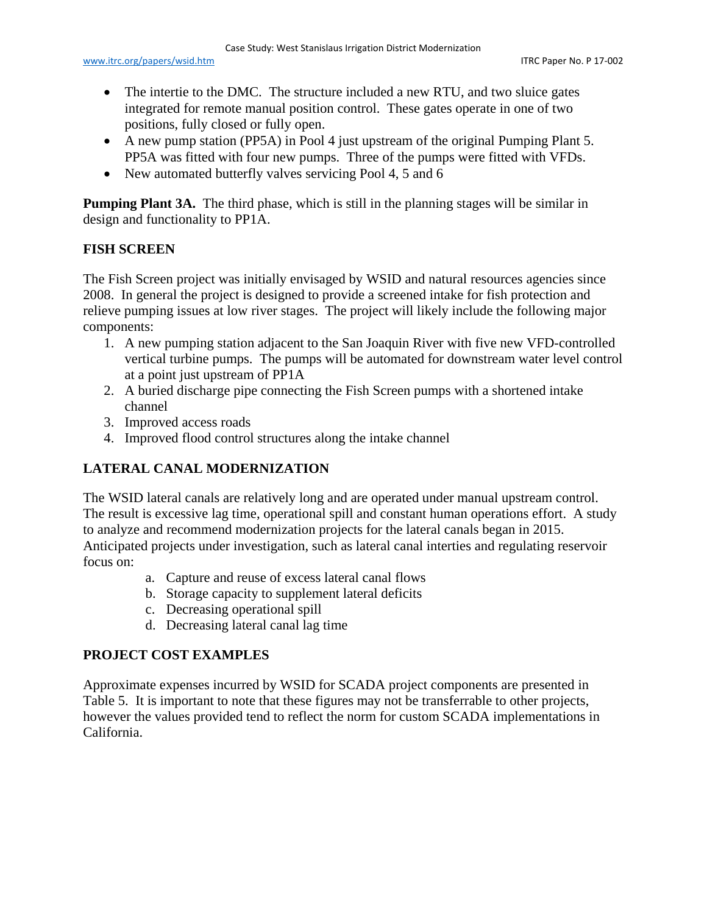- The intertie to the DMC. The structure included a new RTU, and two sluice gates integrated for remote manual position control. These gates operate in one of two positions, fully closed or fully open.
- A new pump station (PP5A) in Pool 4 just upstream of the original Pumping Plant 5. PP5A was fitted with four new pumps. Three of the pumps were fitted with VFDs.
- New automated butterfly valves servicing Pool 4, 5 and 6

**Pumping Plant 3A.** The third phase, which is still in the planning stages will be similar in design and functionality to PP1A.

## FISH SCREEN

The Fish Screen project was initially envisaged by WSID and natural resources agencies since 2008. In general the project is designed to provide a screened intake for fish protection and relieve pumping issues at low river stages. The project will likely include the following major components:

1. A new pumping station adjacent to the San Joaquin River with five new VFD-controlled vertical turbine pumps. The pumps will be automated for downstream water level control at a point just upstream of PP1A
2. A buried discharge pipe connecting the Fish Screen pumps with a shortened intake channel
3. Improved access roads
4. Improved flood control structures along the intake channel

## LATERAL CANAL MODERNIZATION

The WSID lateral canals are relatively long and are operated under manual upstream control. The result is excessive lag time, operational spill and constant human operations effort. A study to analyze and recommend modernization projects for the lateral canals began in 2015. Anticipated projects under investigation, such as lateral canal interties and regulating reservoir focus on:

a. Capture and reuse of excess lateral canal flows
b. Storage capacity to supplement lateral deficits
c. Decreasing operational spill
d. Decreasing lateral canal lag time

## PROJECT COST EXAMPLES

Approximate expenses incurred by WSID for SCADA project components are presented in Table 5. It is important to note that these figures may not be transferrable to other projects, however the values provided tend to reflect the norm for custom SCADA implementations in California.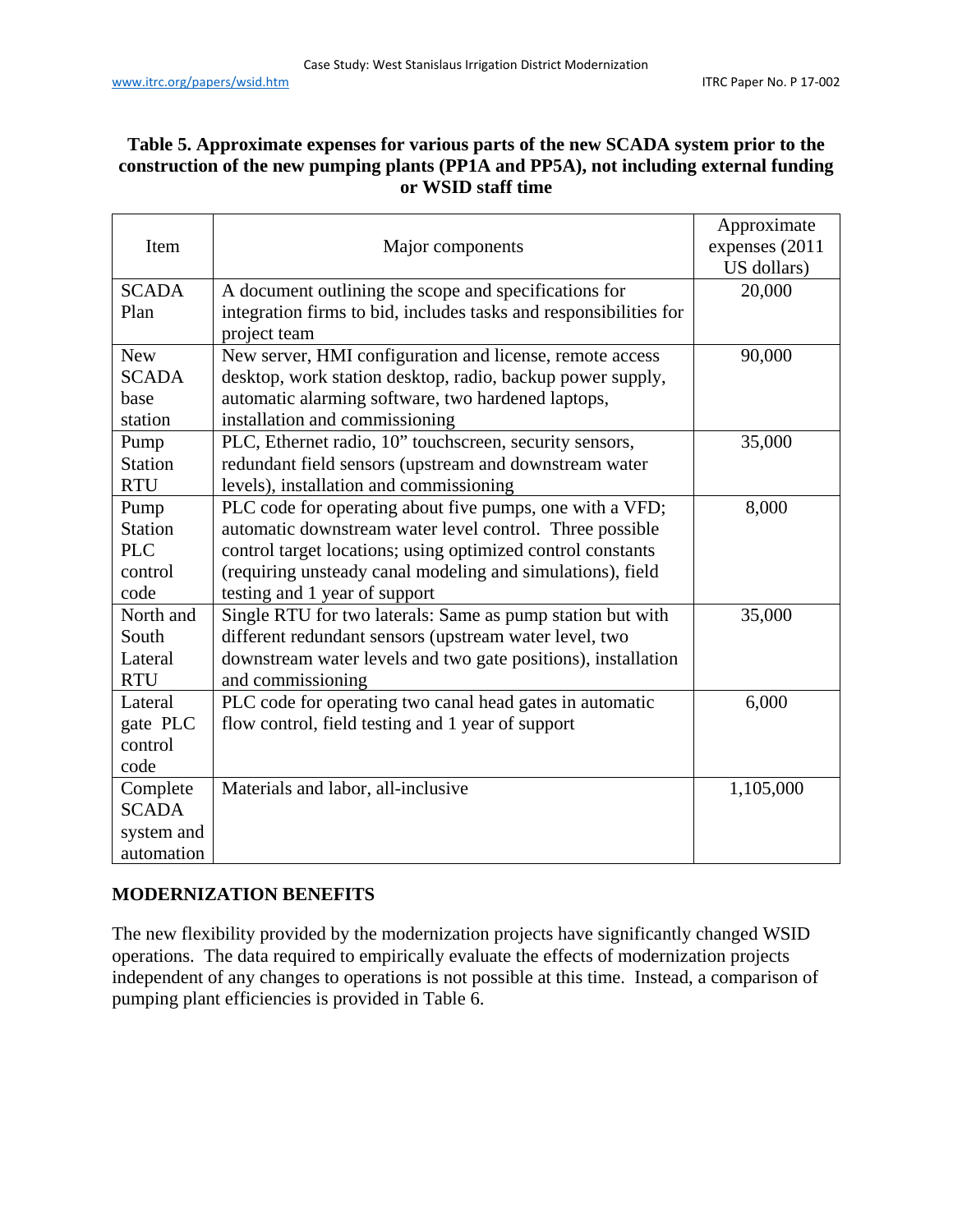**Table 5. Approximate expenses for various parts of the new SCADA system prior to the construction of the new pumping plants (PP1A and PP5A), not including external funding or WSID staff time**

| Item | Major components | Approximate expenses (2011 US dollars) |
|---|---|---|
| SCADA Plan | A document outlining the scope and specifications for integration firms to bid, includes tasks and responsibilities for project team | 20,000 |
| New SCADA base station | New server, HMI configuration and license, remote access desktop, work station desktop, radio, backup power supply, automatic alarming software, two hardened laptops, installation and commissioning | 90,000 |
| Pump Station RTU | PLC, Ethernet radio, 10" touchscreen, security sensors, redundant field sensors (upstream and downstream water levels), installation and commissioning | 35,000 |
| Pump Station PLC control code | PLC code for operating about five pumps, one with a VFD; automatic downstream water level control. Three possible control target locations; using optimized control constants (requiring unsteady canal modeling and simulations), field testing and 1 year of support | 8,000 |
| North and South Lateral RTU | Single RTU for two laterals: Same as pump station but with different redundant sensors (upstream water level, two downstream water levels and two gate positions), installation and commissioning | 35,000 |
| Lateral gate PLC control code | PLC code for operating two canal head gates in automatic flow control, field testing and 1 year of support | 6,000 |
| Complete SCADA system and automation | Materials and labor, all-inclusive | 1,105,000 |

## MODERNIZATION BENEFITS

The new flexibility provided by the modernization projects have significantly changed WSID operations. The data required to empirically evaluate the effects of modernization projects independent of any changes to operations is not possible at this time. Instead, a comparison of pumping plant efficiencies is provided in Table 6.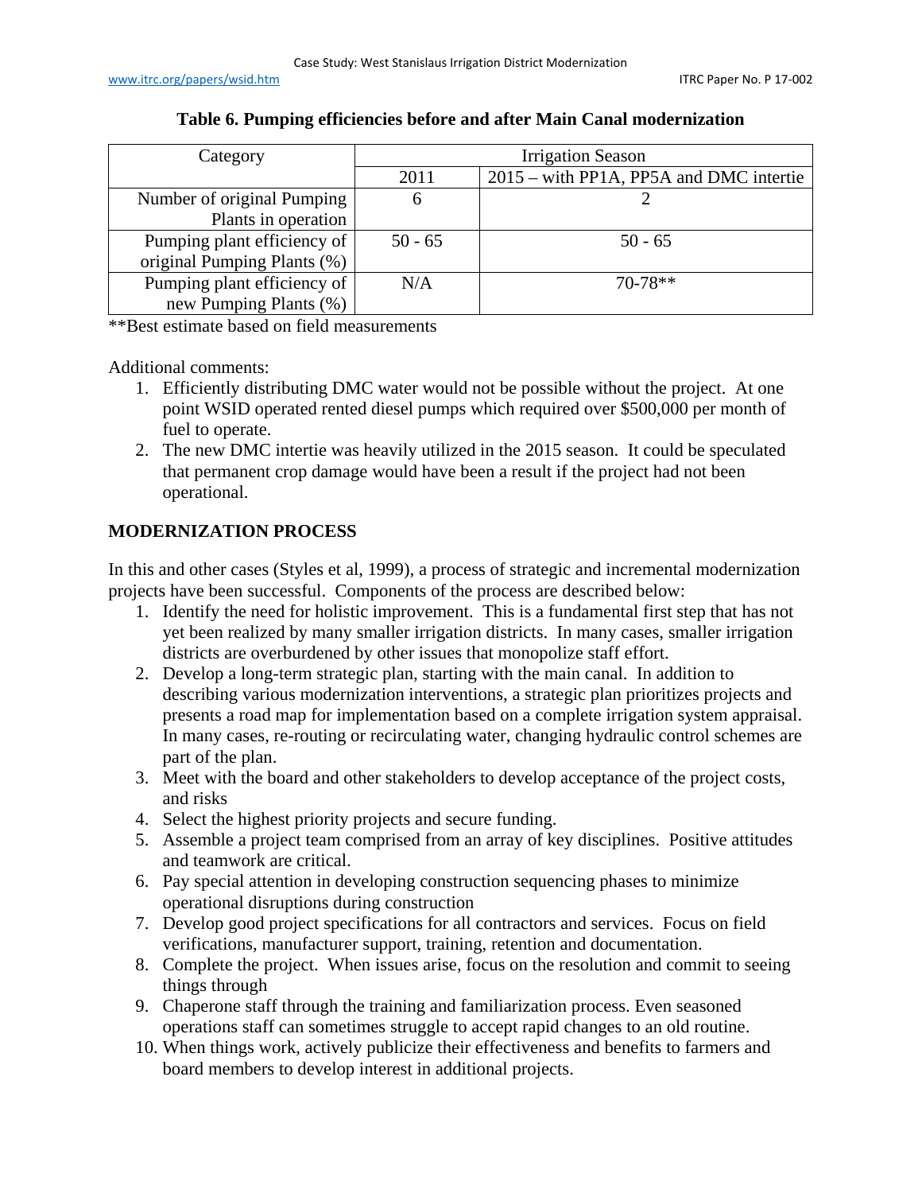**Table 6. Pumping efficiencies before and after Main Canal modernization**

| Category | Irrigation Season | |
|---|---|---|
| | 2011 | 2015 – with PP1A, PP5A and DMC intertie |
| Number of original Pumping Plants in operation | 6 | 2 |
| Pumping plant efficiency of original Pumping Plants (%) | 50 - 65 | 50 - 65 |
| Pumping plant efficiency of new Pumping Plants (%) | N/A | 70-78** |

**Best estimate based on field measurements

Additional comments:

1. Efficiently distributing DMC water would not be possible without the project. At one point WSID operated rented diesel pumps which required over $500,000 per month of fuel to operate.
2. The new DMC intertie was heavily utilized in the 2015 season. It could be speculated that permanent crop damage would have been a result if the project had not been operational.

## MODERNIZATION PROCESS

In this and other cases (Styles et al, 1999), a process of strategic and incremental modernization projects have been successful. Components of the process are described below:

1. Identify the need for holistic improvement. This is a fundamental first step that has not yet been realized by many smaller irrigation districts. In many cases, smaller irrigation districts are overburdened by other issues that monopolize staff effort.
2. Develop a long-term strategic plan, starting with the main canal. In addition to describing various modernization interventions, a strategic plan prioritizes projects and presents a road map for implementation based on a complete irrigation system appraisal. In many cases, re-routing or recirculating water, changing hydraulic control schemes are part of the plan.
3. Meet with the board and other stakeholders to develop acceptance of the project costs, and risks
4. Select the highest priority projects and secure funding.
5. Assemble a project team comprised from an array of key disciplines. Positive attitudes and teamwork are critical.
6. Pay special attention in developing construction sequencing phases to minimize operational disruptions during construction
7. Develop good project specifications for all contractors and services. Focus on field verifications, manufacturer support, training, retention and documentation.
8. Complete the project. When issues arise, focus on the resolution and commit to seeing things through
9. Chaperone staff through the training and familiarization process. Even seasoned operations staff can sometimes struggle to accept rapid changes to an old routine.
10. When things work, actively publicize their effectiveness and benefits to farmers and board members to develop interest in additional projects.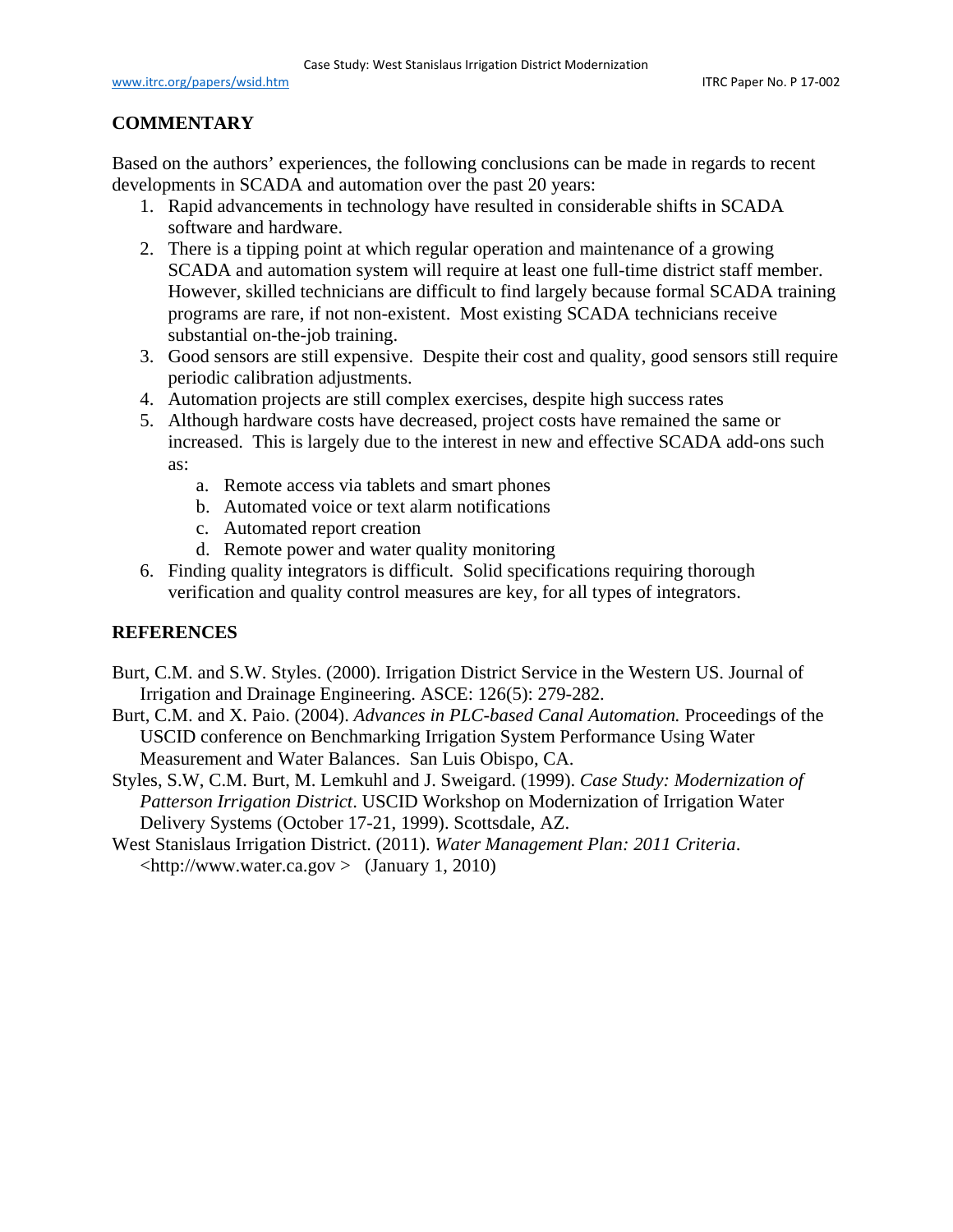## COMMENTARY

Based on the authors' experiences, the following conclusions can be made in regards to recent developments in SCADA and automation over the past 20 years:

1. Rapid advancements in technology have resulted in considerable shifts in SCADA software and hardware.
2. There is a tipping point at which regular operation and maintenance of a growing SCADA and automation system will require at least one full-time district staff member. However, skilled technicians are difficult to find largely because formal SCADA training programs are rare, if not non-existent. Most existing SCADA technicians receive substantial on-the-job training.
3. Good sensors are still expensive. Despite their cost and quality, good sensors still require periodic calibration adjustments.
4. Automation projects are still complex exercises, despite high success rates
5. Although hardware costs have decreased, project costs have remained the same or increased. This is largely due to the interest in new and effective SCADA add-ons such as:
    a. Remote access via tablets and smart phones
    b. Automated voice or text alarm notifications
    c. Automated report creation
    d. Remote power and water quality monitoring
6. Finding quality integrators is difficult. Solid specifications requiring thorough verification and quality control measures are key, for all types of integrators.

## REFERENCES

Burt, C.M. and S.W. Styles. (2000). Irrigation District Service in the Western US. Journal of Irrigation and Drainage Engineering. ASCE: 126(5): 279-282.

Burt, C.M. and X. Paio. (2004). *Advances in PLC-based Canal Automation.* Proceedings of the USCID conference on Benchmarking Irrigation System Performance Using Water Measurement and Water Balances. San Luis Obispo, CA.

Styles, S.W, C.M. Burt, M. Lemkuhl and J. Sweigard. (1999). *Case Study: Modernization of Patterson Irrigation District*. USCID Workshop on Modernization of Irrigation Water Delivery Systems (October 17-21, 1999). Scottsdale, AZ.

West Stanislaus Irrigation District. (2011). *Water Management Plan: 2011 Criteria*. <http://www.water.ca.gov > (January 1, 2010)